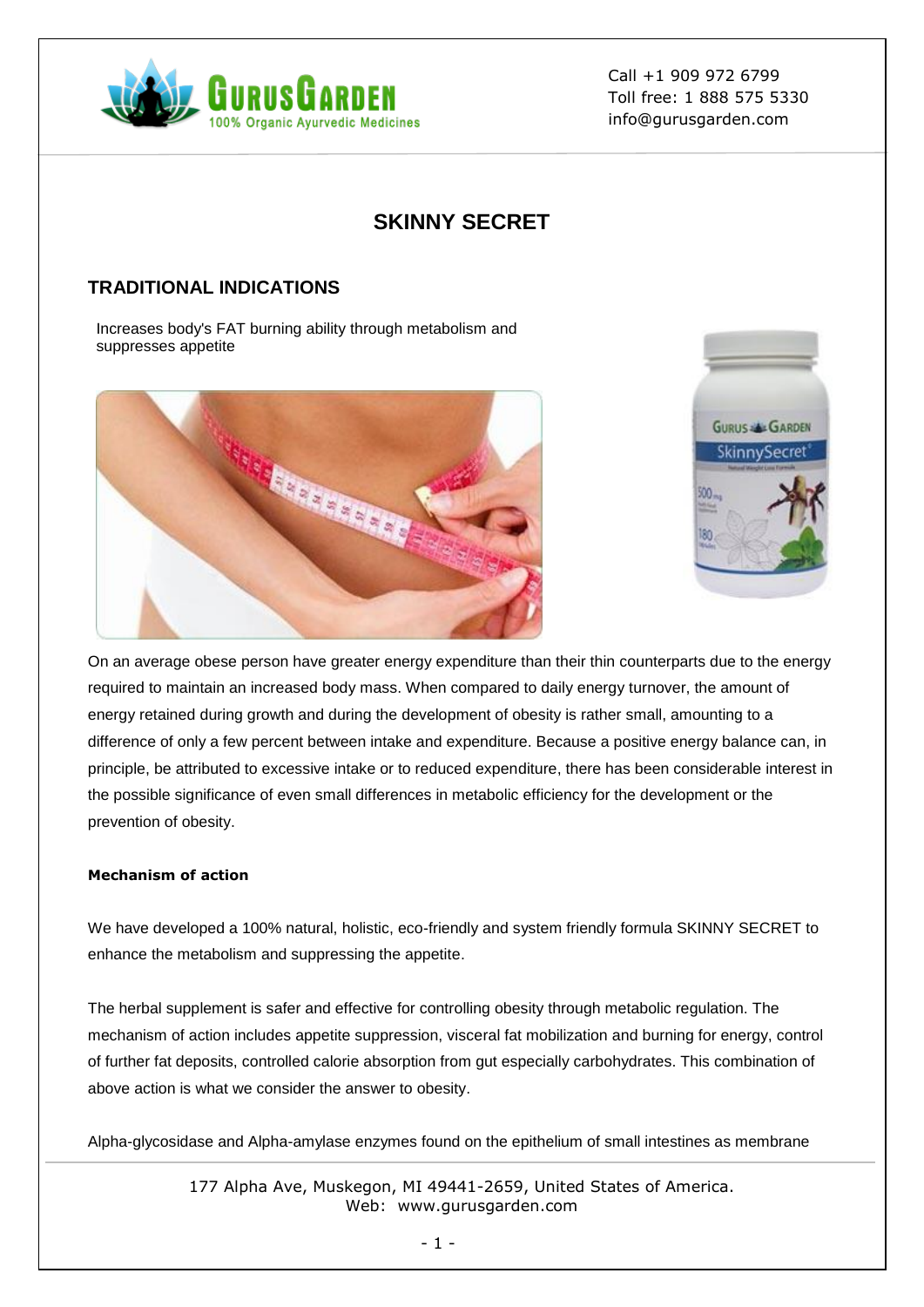Call +1 909 972 6799
Toll free: 1 888 575 5330
info@gurusgarden.com

# SKINNY SECRET

## TRADITIONAL INDICATIONS

Increases body's FAT burning ability through metabolism and suppresses appetite

On an average obese person have greater energy expenditure than their thin counterparts due to the energy required to maintain an increased body mass. When compared to daily energy turnover, the amount of energy retained during growth and during the development of obesity is rather small, amounting to a difference of only a few percent between intake and expenditure. Because a positive energy balance can, in principle, be attributed to excessive intake or to reduced expenditure, there has been considerable interest in the possible significance of even small differences in metabolic efficiency for the development or the prevention of obesity.

**Mechanism of action**

We have developed a 100% natural, holistic, eco-friendly and system friendly formula SKINNY SECRET to enhance the metabolism and suppressing the appetite.

The herbal supplement is safer and effective for controlling obesity through metabolic regulation. The mechanism of action includes appetite suppression, visceral fat mobilization and burning for energy, control of further fat deposits, controlled calorie absorption from gut especially carbohydrates. This combination of above action is what we consider the answer to obesity.

Alpha-glycosidase and Alpha-amylase enzymes found on the epithelium of small intestines as membrane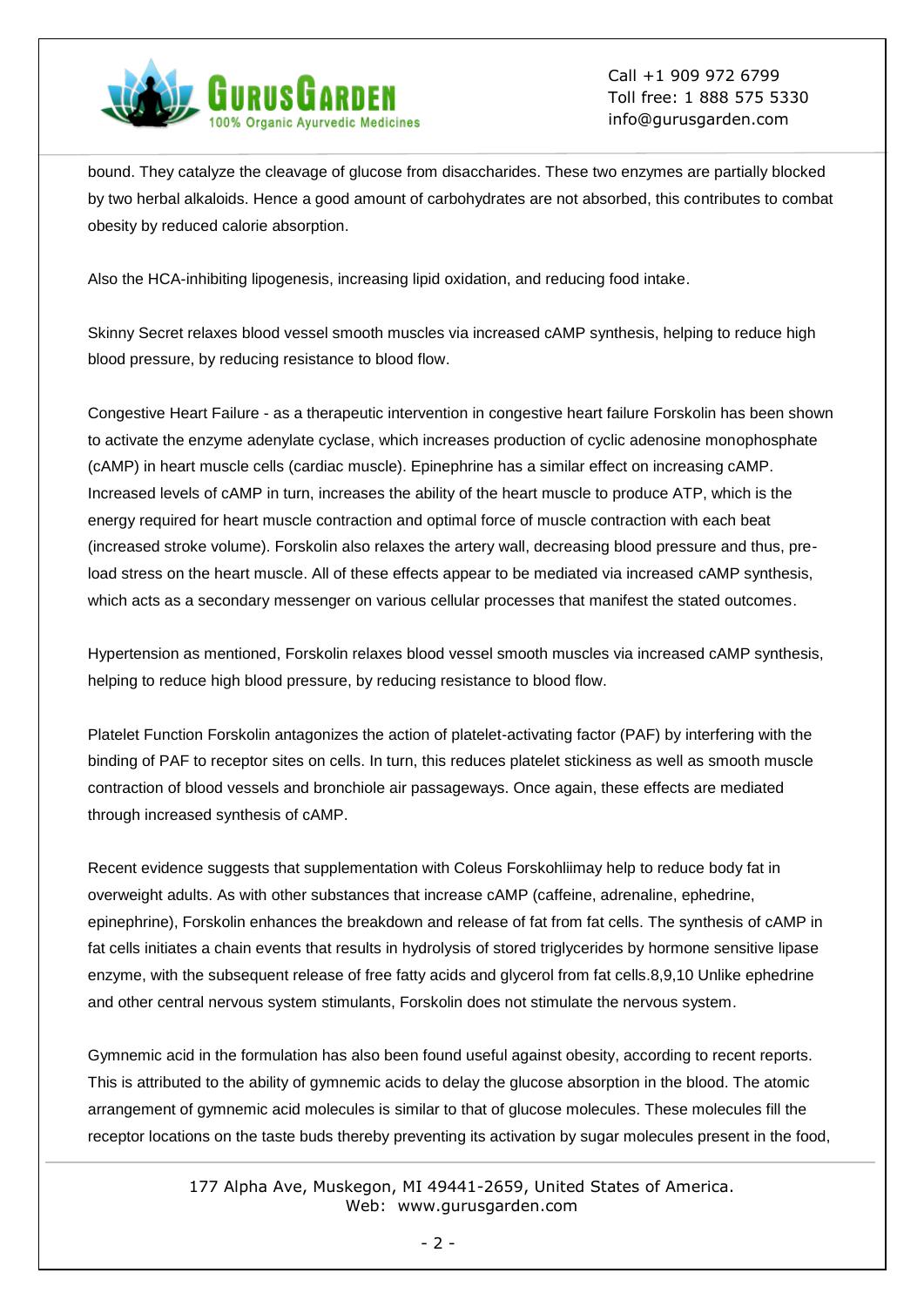bound. They catalyze the cleavage of glucose from disaccharides. These two enzymes are partially blocked by two herbal alkaloids. Hence a good amount of carbohydrates are not absorbed, this contributes to combat obesity by reduced calorie absorption.

Also the HCA-inhibiting lipogenesis, increasing lipid oxidation, and reducing food intake.

Skinny Secret relaxes blood vessel smooth muscles via increased cAMP synthesis, helping to reduce high blood pressure, by reducing resistance to blood flow.

Congestive Heart Failure - as a therapeutic intervention in congestive heart failure Forskolin has been shown to activate the enzyme adenylate cyclase, which increases production of cyclic adenosine monophosphate (cAMP) in heart muscle cells (cardiac muscle). Epinephrine has a similar effect on increasing cAMP. Increased levels of cAMP in turn, increases the ability of the heart muscle to produce ATP, which is the energy required for heart muscle contraction and optimal force of muscle contraction with each beat (increased stroke volume). Forskolin also relaxes the artery wall, decreasing blood pressure and thus, pre-load stress on the heart muscle. All of these effects appear to be mediated via increased cAMP synthesis, which acts as a secondary messenger on various cellular processes that manifest the stated outcomes.

Hypertension as mentioned, Forskolin relaxes blood vessel smooth muscles via increased cAMP synthesis, helping to reduce high blood pressure, by reducing resistance to blood flow.

Platelet Function Forskolin antagonizes the action of platelet-activating factor (PAF) by interfering with the binding of PAF to receptor sites on cells. In turn, this reduces platelet stickiness as well as smooth muscle contraction of blood vessels and bronchiole air passageways. Once again, these effects are mediated through increased synthesis of cAMP.

Recent evidence suggests that supplementation with Coleus Forskohliimay help to reduce body fat in overweight adults. As with other substances that increase cAMP (caffeine, adrenaline, ephedrine, epinephrine), Forskolin enhances the breakdown and release of fat from fat cells. The synthesis of cAMP in fat cells initiates a chain events that results in hydrolysis of stored triglycerides by hormone sensitive lipase enzyme, with the subsequent release of free fatty acids and glycerol from fat cells.8,9,10 Unlike ephedrine and other central nervous system stimulants, Forskolin does not stimulate the nervous system.

Gymnemic acid in the formulation has also been found useful against obesity, according to recent reports. This is attributed to the ability of gymnemic acids to delay the glucose absorption in the blood. The atomic arrangement of gymnemic acid molecules is similar to that of glucose molecules. These molecules fill the receptor locations on the taste buds thereby preventing its activation by sugar molecules present in the food,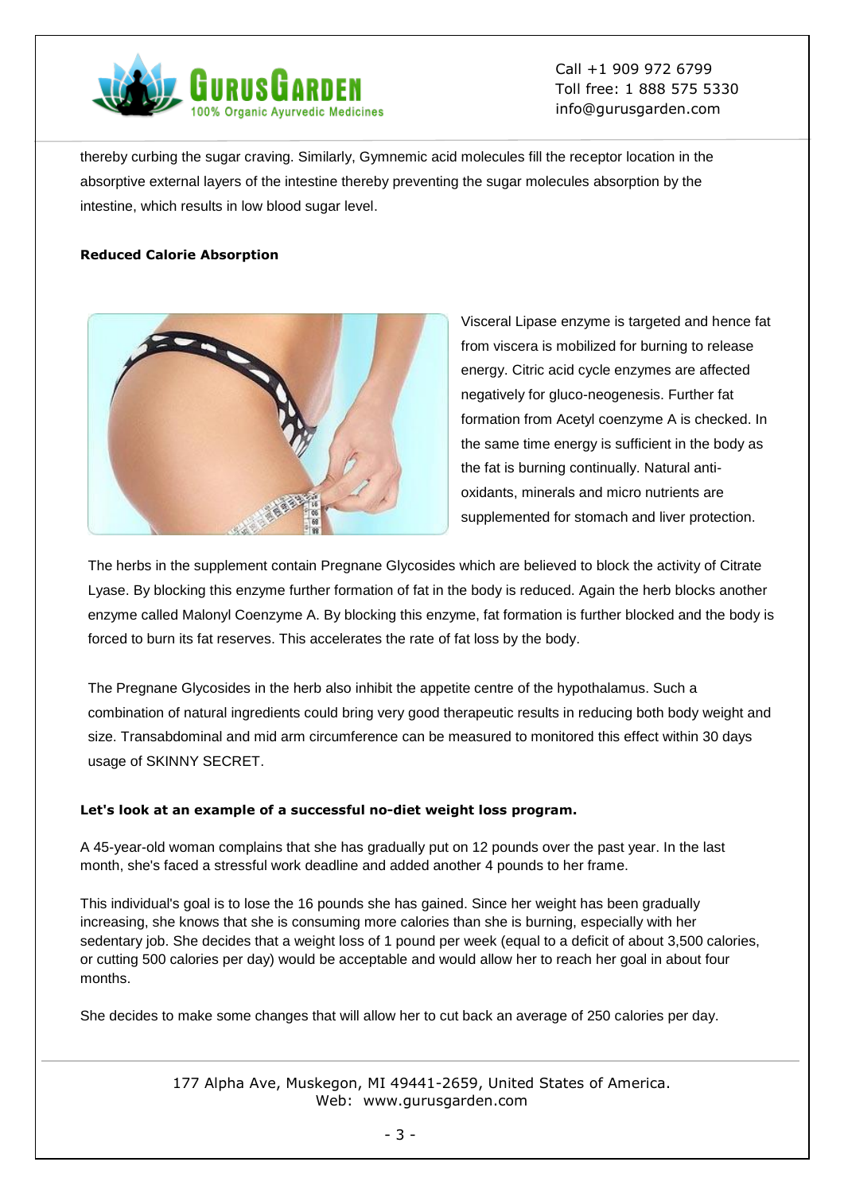thereby curbing the sugar craving. Similarly, Gymnemic acid molecules fill the receptor location in the absorptive external layers of the intestine thereby preventing the sugar molecules absorption by the intestine, which results in low blood sugar level.

**Reduced Calorie Absorption**

Visceral Lipase enzyme is targeted and hence fat from viscera is mobilized for burning to release energy. Citric acid cycle enzymes are affected negatively for gluco-neogenesis. Further fat formation from Acetyl coenzyme A is checked. In the same time energy is sufficient in the body as the fat is burning continually. Natural anti-oxidants, minerals and micro nutrients are supplemented for stomach and liver protection.

The herbs in the supplement contain Pregnane Glycosides which are believed to block the activity of Citrate Lyase. By blocking this enzyme further formation of fat in the body is reduced. Again the herb blocks another enzyme called Malonyl Coenzyme A. By blocking this enzyme, fat formation is further blocked and the body is forced to burn its fat reserves. This accelerates the rate of fat loss by the body.

The Pregnane Glycosides in the herb also inhibit the appetite centre of the hypothalamus. Such a combination of natural ingredients could bring very good therapeutic results in reducing both body weight and size. Transabdominal and mid arm circumference can be measured to monitored this effect within 30 days usage of SKINNY SECRET.

**Let's look at an example of a successful no-diet weight loss program.**

A 45-year-old woman complains that she has gradually put on 12 pounds over the past year. In the last month, she's faced a stressful work deadline and added another 4 pounds to her frame.

This individual's goal is to lose the 16 pounds she has gained. Since her weight has been gradually increasing, she knows that she is consuming more calories than she is burning, especially with her sedentary job. She decides that a weight loss of 1 pound per week (equal to a deficit of about 3,500 calories, or cutting 500 calories per day) would be acceptable and would allow her to reach her goal in about four months.

She decides to make some changes that will allow her to cut back an average of 250 calories per day.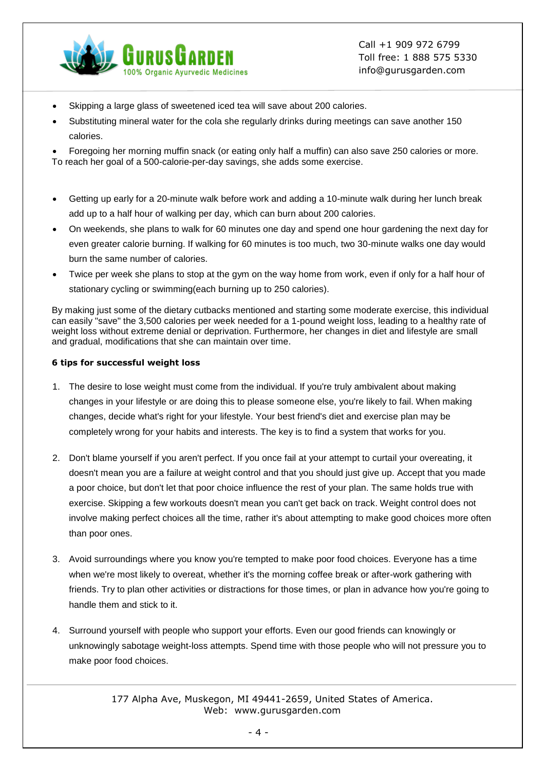- Skipping a large glass of sweetened iced tea will save about 200 calories.
- Substituting mineral water for the cola she regularly drinks during meetings can save another 150 calories.
- Foregoing her morning muffin snack (or eating only half a muffin) can also save 250 calories or more.

To reach her goal of a 500-calorie-per-day savings, she adds some exercise.

- Getting up early for a 20-minute walk before work and adding a 10-minute walk during her lunch break add up to a half hour of walking per day, which can burn about 200 calories.
- On weekends, she plans to walk for 60 minutes one day and spend one hour gardening the next day for even greater calorie burning. If walking for 60 minutes is too much, two 30-minute walks one day would burn the same number of calories.
- Twice per week she plans to stop at the gym on the way home from work, even if only for a half hour of stationary cycling or swimming(each burning up to 250 calories).

By making just some of the dietary cutbacks mentioned and starting some moderate exercise, this individual can easily "save" the 3,500 calories per week needed for a 1-pound weight loss, leading to a healthy rate of weight loss without extreme denial or deprivation. Furthermore, her changes in diet and lifestyle are small and gradual, modifications that she can maintain over time.

**6 tips for successful weight loss**

1. The desire to lose weight must come from the individual. If you're truly ambivalent about making changes in your lifestyle or are doing this to please someone else, you're likely to fail. When making changes, decide what's right for your lifestyle. Your best friend's diet and exercise plan may be completely wrong for your habits and interests. The key is to find a system that works for you.

2. Don't blame yourself if you aren't perfect. If you once fail at your attempt to curtail your overeating, it doesn't mean you are a failure at weight control and that you should just give up. Accept that you made a poor choice, but don't let that poor choice influence the rest of your plan. The same holds true with exercise. Skipping a few workouts doesn't mean you can't get back on track. Weight control does not involve making perfect choices all the time, rather it's about attempting to make good choices more often than poor ones.

3. Avoid surroundings where you know you're tempted to make poor food choices. Everyone has a time when we're most likely to overeat, whether it's the morning coffee break or after-work gathering with friends. Try to plan other activities or distractions for those times, or plan in advance how you're going to handle them and stick to it.

4. Surround yourself with people who support your efforts. Even our good friends can knowingly or unknowingly sabotage weight-loss attempts. Spend time with those people who will not pressure you to make poor food choices.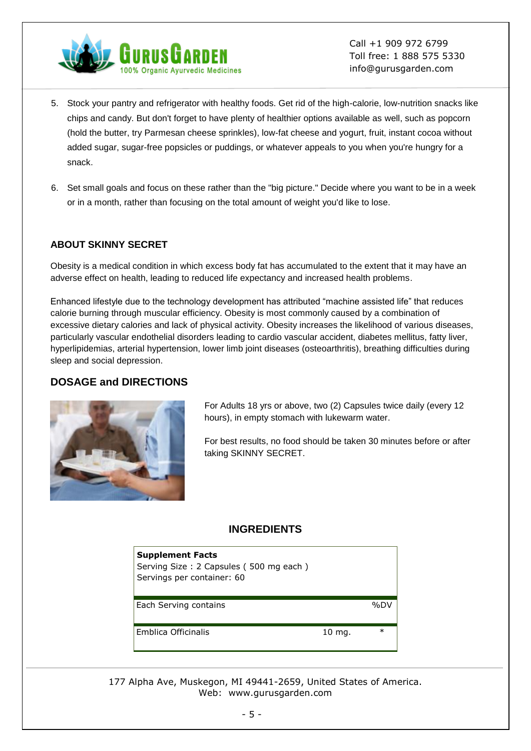5. Stock your pantry and refrigerator with healthy foods. Get rid of the high-calorie, low-nutrition snacks like chips and candy. But don't forget to have plenty of healthier options available as well, such as popcorn (hold the butter, try Parmesan cheese sprinkles), low-fat cheese and yogurt, fruit, instant cocoa without added sugar, sugar-free popsicles or puddings, or whatever appeals to you when you're hungry for a snack.

6. Set small goals and focus on these rather than the "big picture." Decide where you want to be in a week or in a month, rather than focusing on the total amount of weight you'd like to lose.

### ABOUT SKINNY SECRET

Obesity is a medical condition in which excess body fat has accumulated to the extent that it may have an adverse effect on health, leading to reduced life expectancy and increased health problems.

Enhanced lifestyle due to the technology development has attributed "machine assisted life" that reduces calorie burning through muscular efficiency. Obesity is most commonly caused by a combination of excessive dietary calories and lack of physical activity. Obesity increases the likelihood of various diseases, particularly vascular endothelial disorders leading to cardio vascular accident, diabetes mellitus, fatty liver, hyperlipidemias, arterial hypertension, lower limb joint diseases (osteoarthritis), breathing difficulties during sleep and social depression.

## DOSAGE and DIRECTIONS

For Adults 18 yrs or above, two (2) Capsules twice daily (every 12 hours), in empty stomach with lukewarm water.

For best results, no food should be taken 30 minutes before or after taking SKINNY SECRET.

## INGREDIENTS

**Supplement Facts**
Serving Size : 2 Capsules ( 500 mg each )
Servings per container: 60

| Each Serving contains | | %DV |
|---|---|---|
| Emblica Officinalis | 10 mg. | * |

177 Alpha Ave, Muskegon, MI 49441-2659, United States of America.
Web: www.gurusgarden.com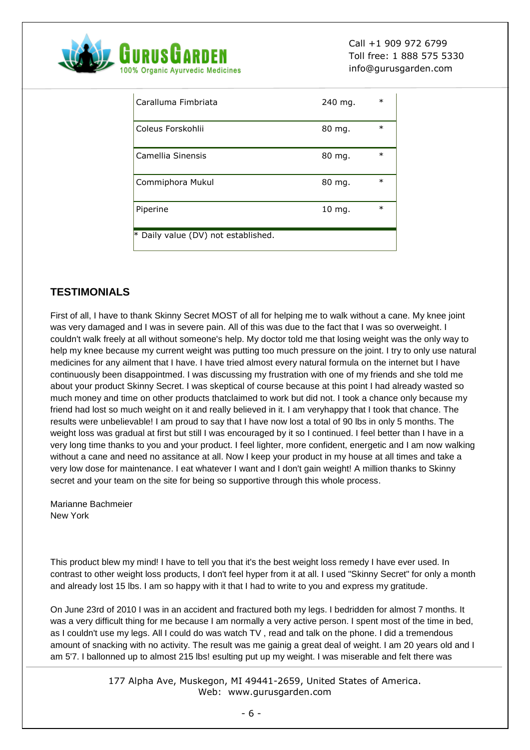| Caralluma Fimbriata | 240 mg. | * |
|---|---|---|
| Coleus Forskohlii | 80 mg. | * |
| Camellia Sinensis | 80 mg. | * |
| Commiphora Mukul | 80 mg. | * |
| Piperine | 10 mg. | * |
| * Daily value (DV) not established. | | |

## TESTIMONIALS

First of all, I have to thank Skinny Secret MOST of all for helping me to walk without a cane. My knee joint was very damaged and I was in severe pain. All of this was due to the fact that I was so overweight. I couldn't walk freely at all without someone's help. My doctor told me that losing weight was the only way to help my knee because my current weight was putting too much pressure on the joint. I try to only use natural medicines for any ailment that I have. I have tried almost every natural formula on the internet but I have continuously been disappointmed. I was discussing my frustration with one of my friends and she told me about your product Skinny Secret. I was skeptical of course because at this point I had already wasted so much money and time on other products thatclaimed to work but did not. I took a chance only because my friend had lost so much weight on it and really believed in it. I am veryhappy that I took that chance. The results were unbelievable! I am proud to say that I have now lost a total of 90 lbs in only 5 months. The weight loss was gradual at first but still I was encouraged by it so I continued. I feel better than I have in a very long time thanks to you and your product. I feel lighter, more confident, energetic and I am now walking without a cane and need no assitance at all. Now I keep your product in my house at all times and take a very low dose for maintenance. I eat whatever I want and I don't gain weight! A million thanks to Skinny secret and your team on the site for being so supportive through this whole process.

Marianne Bachmeier
New York

This product blew my mind! I have to tell you that it's the best weight loss remedy I have ever used. In contrast to other weight loss products, I don't feel hyper from it at all. I used "Skinny Secret" for only a month and already lost 15 lbs. I am so happy with it that I had to write to you and express my gratitude.

On June 23rd of 2010 I was in an accident and fractured both my legs. I bedridden for almost 7 months. It was a very difficult thing for me because I am normally a very active person. I spent most of the time in bed, as I couldn't use my legs. All I could do was watch TV , read and talk on the phone. I did a tremendous amount of snacking with no activity. The result was me gainig a great deal of weight. I am 20 years old and I am 5'7. I ballonned up to almost 215 lbs! esulting put up my weight. I was miserable and felt there was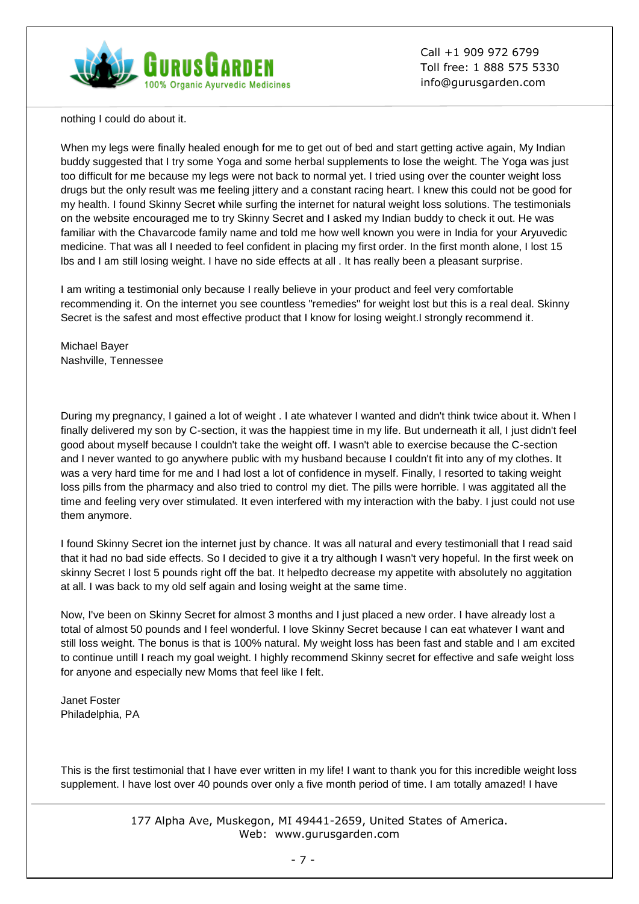nothing I could do about it.

When my legs were finally healed enough for me to get out of bed and start getting active again, My Indian buddy suggested that I try some Yoga and some herbal supplements to lose the weight. The Yoga was just too difficult for me because my legs were not back to normal yet. I tried using over the counter weight loss drugs but the only result was me feeling jittery and a constant racing heart. I knew this could not be good for my health. I found Skinny Secret while surfing the internet for natural weight loss solutions. The testimonials on the website encouraged me to try Skinny Secret and I asked my Indian buddy to check it out. He was familiar with the Chavarcode family name and told me how well known you were in India for your Aryuvedic medicine. That was all I needed to feel confident in placing my first order. In the first month alone, I lost 15 lbs and I am still losing weight. I have no side effects at all . It has really been a pleasant surprise.

I am writing a testimonial only because I really believe in your product and feel very comfortable recommending it. On the internet you see countless "remedies" for weight lost but this is a real deal. Skinny Secret is the safest and most effective product that I know for losing weight.I strongly recommend it.

Michael Bayer
Nashville, Tennessee

During my pregnancy, I gained a lot of weight . I ate whatever I wanted and didn't think twice about it. When I finally delivered my son by C-section, it was the happiest time in my life. But underneath it all, I just didn't feel good about myself because I couldn't take the weight off. I wasn't able to exercise because the C-section and I never wanted to go anywhere public with my husband because I couldn't fit into any of my clothes. It was a very hard time for me and I had lost a lot of confidence in myself. Finally, I resorted to taking weight loss pills from the pharmacy and also tried to control my diet. The pills were horrible. I was aggitated all the time and feeling very over stimulated. It even interfered with my interaction with the baby. I just could not use them anymore.

I found Skinny Secret ion the internet just by chance. It was all natural and every testimoniall that I read said that it had no bad side effects. So I decided to give it a try although I wasn't very hopeful. In the first week on skinny Secret I lost 5 pounds right off the bat. It helpedto decrease my appetite with absolutely no aggitation at all. I was back to my old self again and losing weight at the same time.

Now, I've been on Skinny Secret for almost 3 months and I just placed a new order. I have already lost a total of almost 50 pounds and I feel wonderful. I love Skinny Secret because I can eat whatever I want and still loss weight. The bonus is that is 100% natural. My weight loss has been fast and stable and I am excited to continue untill I reach my goal weight. I highly recommend Skinny secret for effective and safe weight loss for anyone and especially new Moms that feel like I felt.

Janet Foster
Philadelphia, PA

This is the first testimonial that I have ever written in my life! I want to thank you for this incredible weight loss supplement. I have lost over 40 pounds over only a five month period of time. I am totally amazed! I have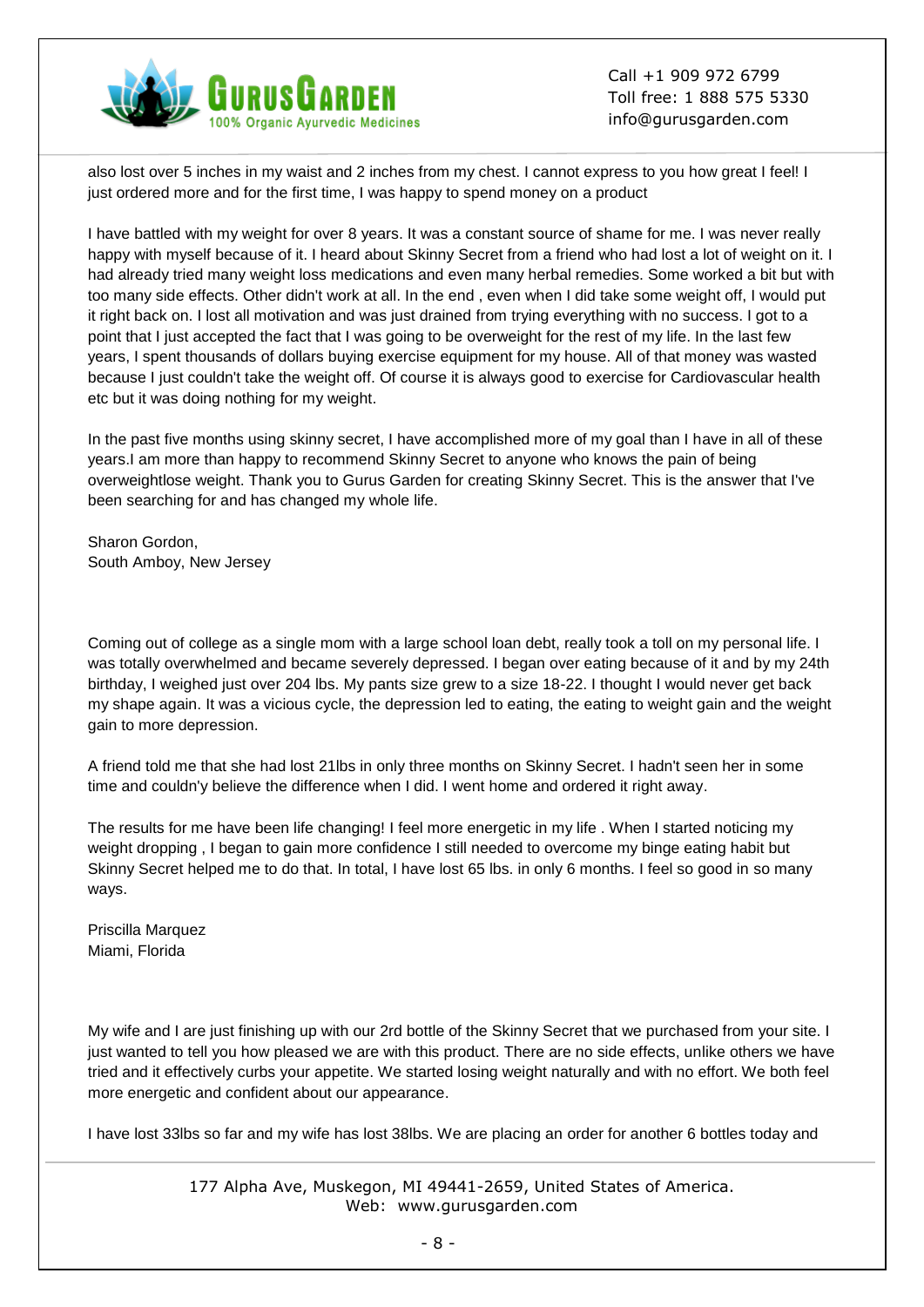also lost over 5 inches in my waist and 2 inches from my chest. I cannot express to you how great I feel! I just ordered more and for the first time, I was happy to spend money on a product

I have battled with my weight for over 8 years. It was a constant source of shame for me. I was never really happy with myself because of it. I heard about Skinny Secret from a friend who had lost a lot of weight on it. I had already tried many weight loss medications and even many herbal remedies. Some worked a bit but with too many side effects. Other didn't work at all. In the end , even when I did take some weight off, I would put it right back on. I lost all motivation and was just drained from trying everything with no success. I got to a point that I just accepted the fact that I was going to be overweight for the rest of my life. In the last few years, I spent thousands of dollars buying exercise equipment for my house. All of that money was wasted because I just couldn't take the weight off. Of course it is always good to exercise for Cardiovascular health etc but it was doing nothing for my weight.

In the past five months using skinny secret, I have accomplished more of my goal than I have in all of these years.I am more than happy to recommend Skinny Secret to anyone who knows the pain of being overweightlose weight. Thank you to Gurus Garden for creating Skinny Secret. This is the answer that I've been searching for and has changed my whole life.

Sharon Gordon,
South Amboy, New Jersey

Coming out of college as a single mom with a large school loan debt, really took a toll on my personal life. I was totally overwhelmed and became severely depressed. I began over eating because of it and by my 24th birthday, I weighed just over 204 lbs. My pants size grew to a size 18-22. I thought I would never get back my shape again. It was a vicious cycle, the depression led to eating, the eating to weight gain and the weight gain to more depression.

A friend told me that she had lost 21lbs in only three months on Skinny Secret. I hadn't seen her in some time and couldn'y believe the difference when I did. I went home and ordered it right away.

The results for me have been life changing! I feel more energetic in my life . When I started noticing my weight dropping , I began to gain more confidence I still needed to overcome my binge eating habit but Skinny Secret helped me to do that. In total, I have lost 65 lbs. in only 6 months. I feel so good in so many ways.

Priscilla Marquez
Miami, Florida

My wife and I are just finishing up with our 2rd bottle of the Skinny Secret that we purchased from your site. I just wanted to tell you how pleased we are with this product. There are no side effects, unlike others we have tried and it effectively curbs your appetite. We started losing weight naturally and with no effort. We both feel more energetic and confident about our appearance.

I have lost 33lbs so far and my wife has lost 38lbs. We are placing an order for another 6 bottles today and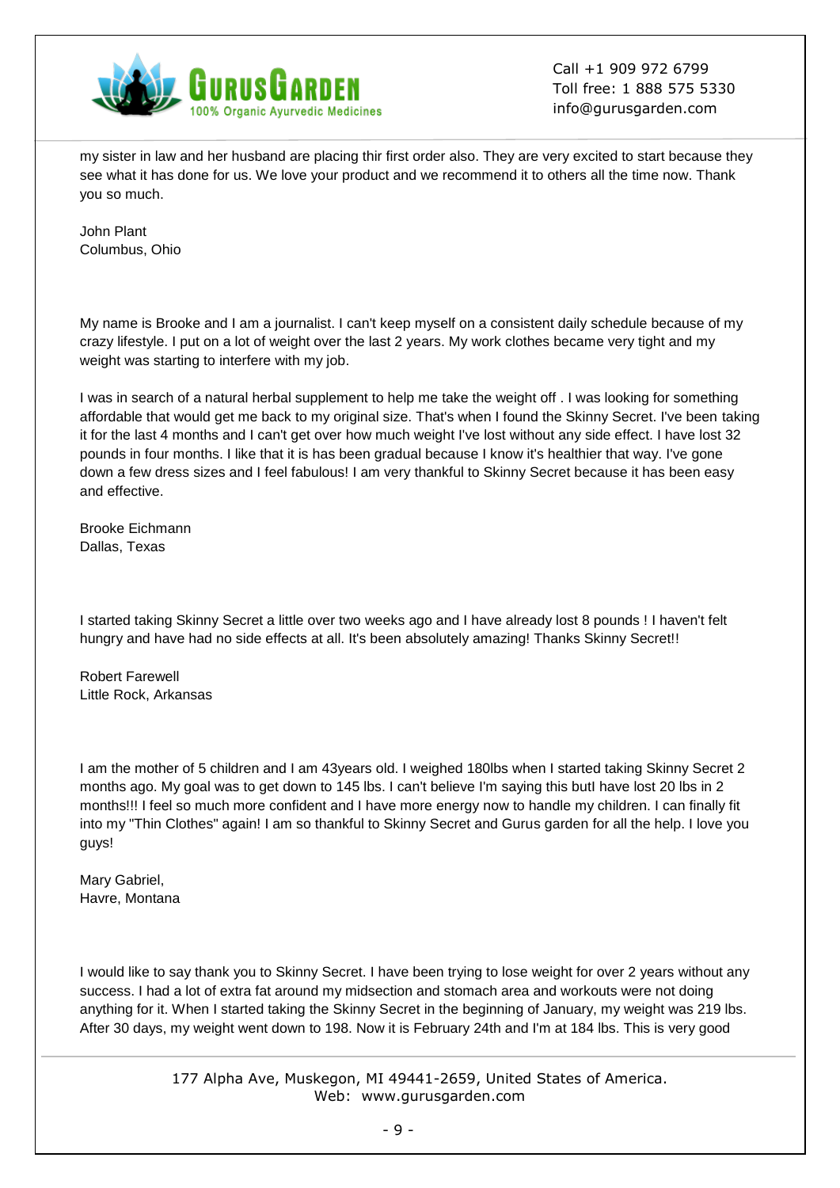my sister in law and her husband are placing thir first order also. They are very excited to start because they see what it has done for us. We love your product and we recommend it to others all the time now. Thank you so much.

John Plant
Columbus, Ohio

My name is Brooke and I am a journalist. I can't keep myself on a consistent daily schedule because of my crazy lifestyle. I put on a lot of weight over the last 2 years. My work clothes became very tight and my weight was starting to interfere with my job.

I was in search of a natural herbal supplement to help me take the weight off . I was looking for something affordable that would get me back to my original size. That's when I found the Skinny Secret. I've been taking it for the last 4 months and I can't get over how much weight I've lost without any side effect. I have lost 32 pounds in four months. I like that it is has been gradual because I know it's healthier that way. I've gone down a few dress sizes and I feel fabulous! I am very thankful to Skinny Secret because it has been easy and effective.

Brooke Eichmann
Dallas, Texas

I started taking Skinny Secret a little over two weeks ago and I have already lost 8 pounds ! I haven't felt hungry and have had no side effects at all. It's been absolutely amazing! Thanks Skinny Secret!!

Robert Farewell
Little Rock, Arkansas

I am the mother of 5 children and I am 43years old. I weighed 180lbs when I started taking Skinny Secret 2 months ago. My goal was to get down to 145 lbs. I can't believe I'm saying this butI have lost 20 lbs in 2 months!!! I feel so much more confident and I have more energy now to handle my children. I can finally fit into my "Thin Clothes" again! I am so thankful to Skinny Secret and Gurus garden for all the help. I love you guys!

Mary Gabriel,
Havre, Montana

I would like to say thank you to Skinny Secret. I have been trying to lose weight for over 2 years without any success. I had a lot of extra fat around my midsection and stomach area and workouts were not doing anything for it. When I started taking the Skinny Secret in the beginning of January, my weight was 219 lbs. After 30 days, my weight went down to 198. Now it is February 24th and I'm at 184 lbs. This is very good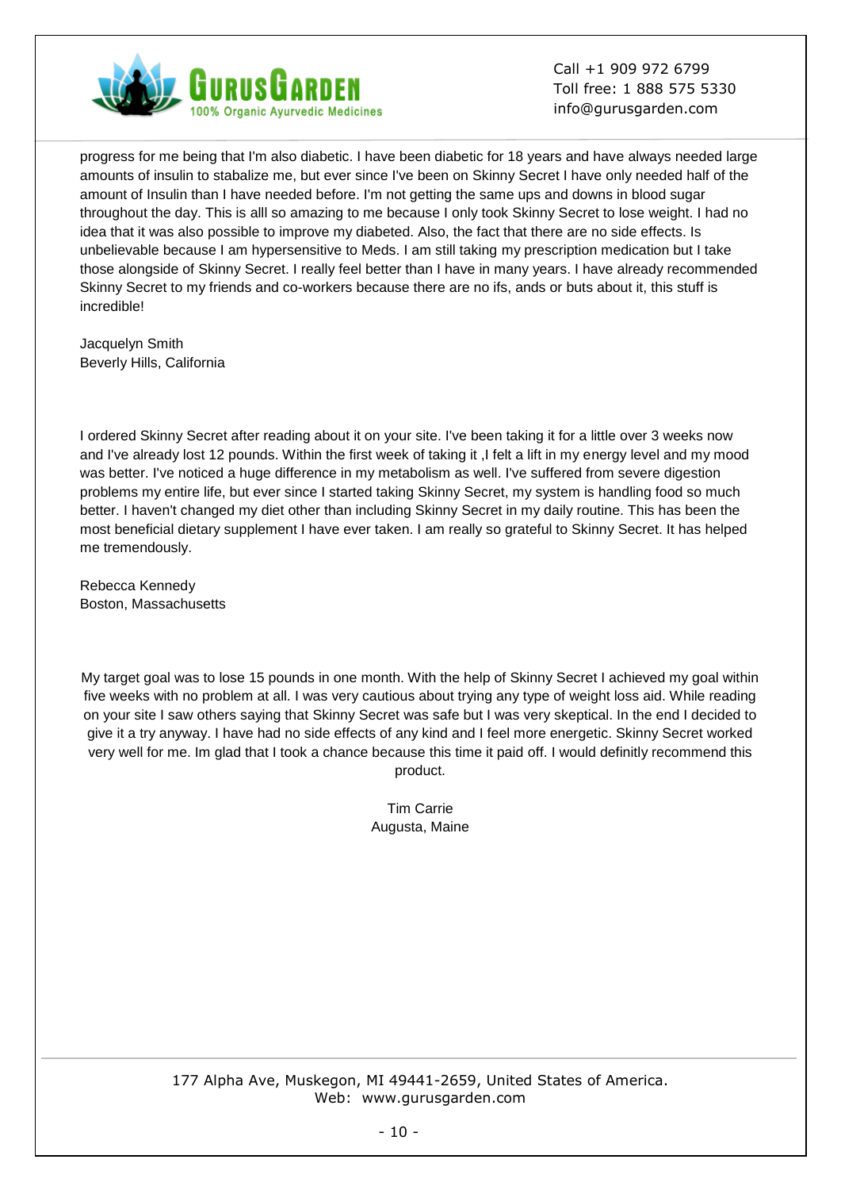progress for me being that I'm also diabetic. I have been diabetic for 18 years and have always needed large amounts of insulin to stabalize me, but ever since I've been on Skinny Secret I have only needed half of the amount of Insulin than I have needed before. I'm not getting the same ups and downs in blood sugar throughout the day. This is alll so amazing to me because I only took Skinny Secret to lose weight. I had no idea that it was also possible to improve my diabeted. Also, the fact that there are no side effects. Is unbelievable because I am hypersensitive to Meds. I am still taking my prescription medication but I take those alongside of Skinny Secret. I really feel better than I have in many years. I have already recommended Skinny Secret to my friends and co-workers because there are no ifs, ands or buts about it, this stuff is incredible!

Jacquelyn Smith
Beverly Hills, California

I ordered Skinny Secret after reading about it on your site. I've been taking it for a little over 3 weeks now and I've already lost 12 pounds. Within the first week of taking it ,I felt a lift in my energy level and my mood was better. I've noticed a huge difference in my metabolism as well. I've suffered from severe digestion problems my entire life, but ever since I started taking Skinny Secret, my system is handling food so much better. I haven't changed my diet other than including Skinny Secret in my daily routine. This has been the most beneficial dietary supplement I have ever taken. I am really so grateful to Skinny Secret. It has helped me tremendously.

Rebecca Kennedy
Boston, Massachusetts

My target goal was to lose 15 pounds in one month. With the help of Skinny Secret I achieved my goal within five weeks with no problem at all. I was very cautious about trying any type of weight loss aid. While reading on your site I saw others saying that Skinny Secret was safe but I was very skeptical. In the end I decided to give it a try anyway. I have had no side effects of any kind and I feel more energetic. Skinny Secret worked very well for me. Im glad that I took a chance because this time it paid off. I would definitly recommend this product.

Tim Carrie
Augusta, Maine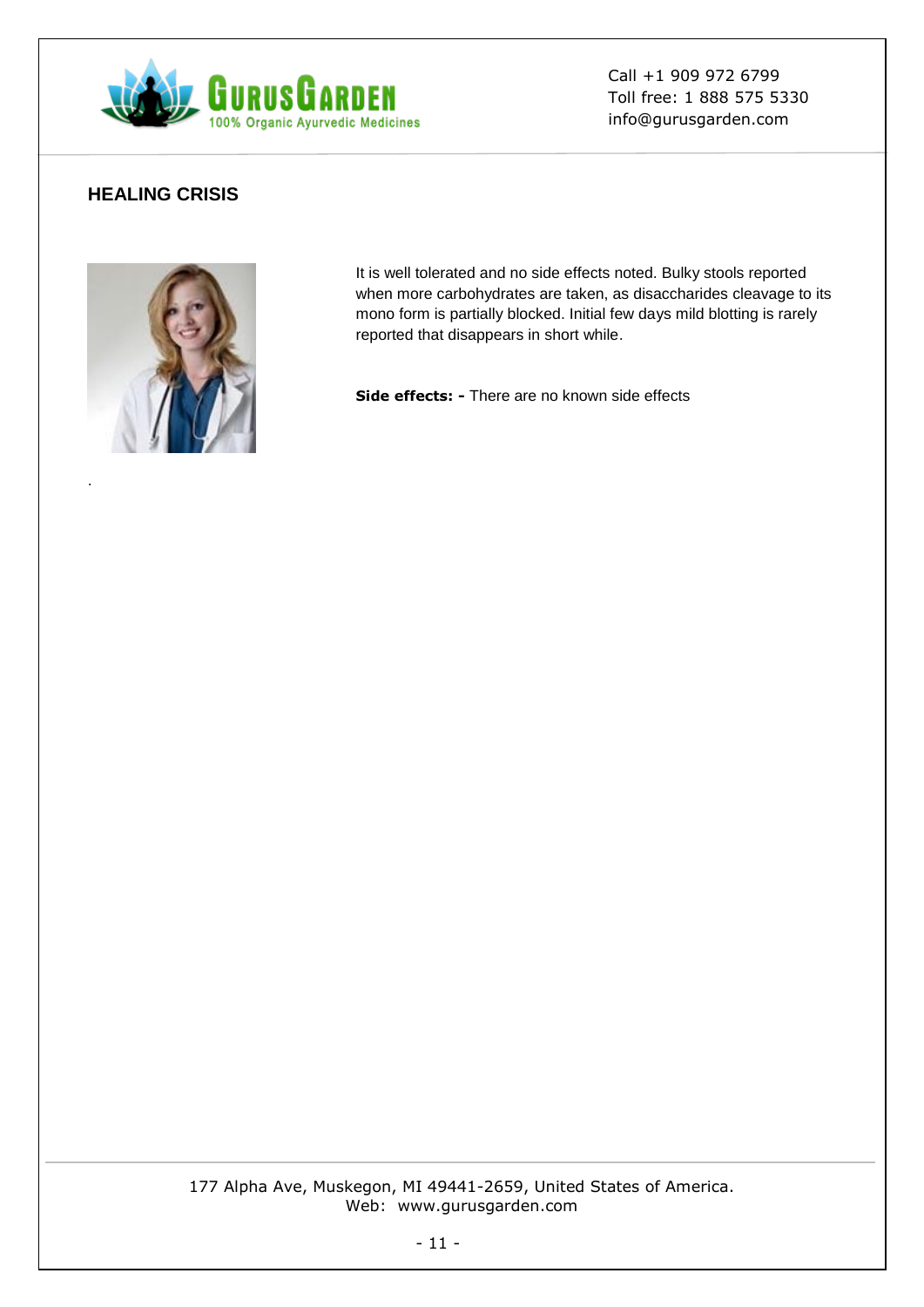## HEALING CRISIS

It is well tolerated and no side effects noted. Bulky stools reported when more carbohydrates are taken, as disaccharides cleavage to its mono form is partially blocked. Initial few days mild blotting is rarely reported that disappears in short while.

**Side effects: -** There are no known side effects

.